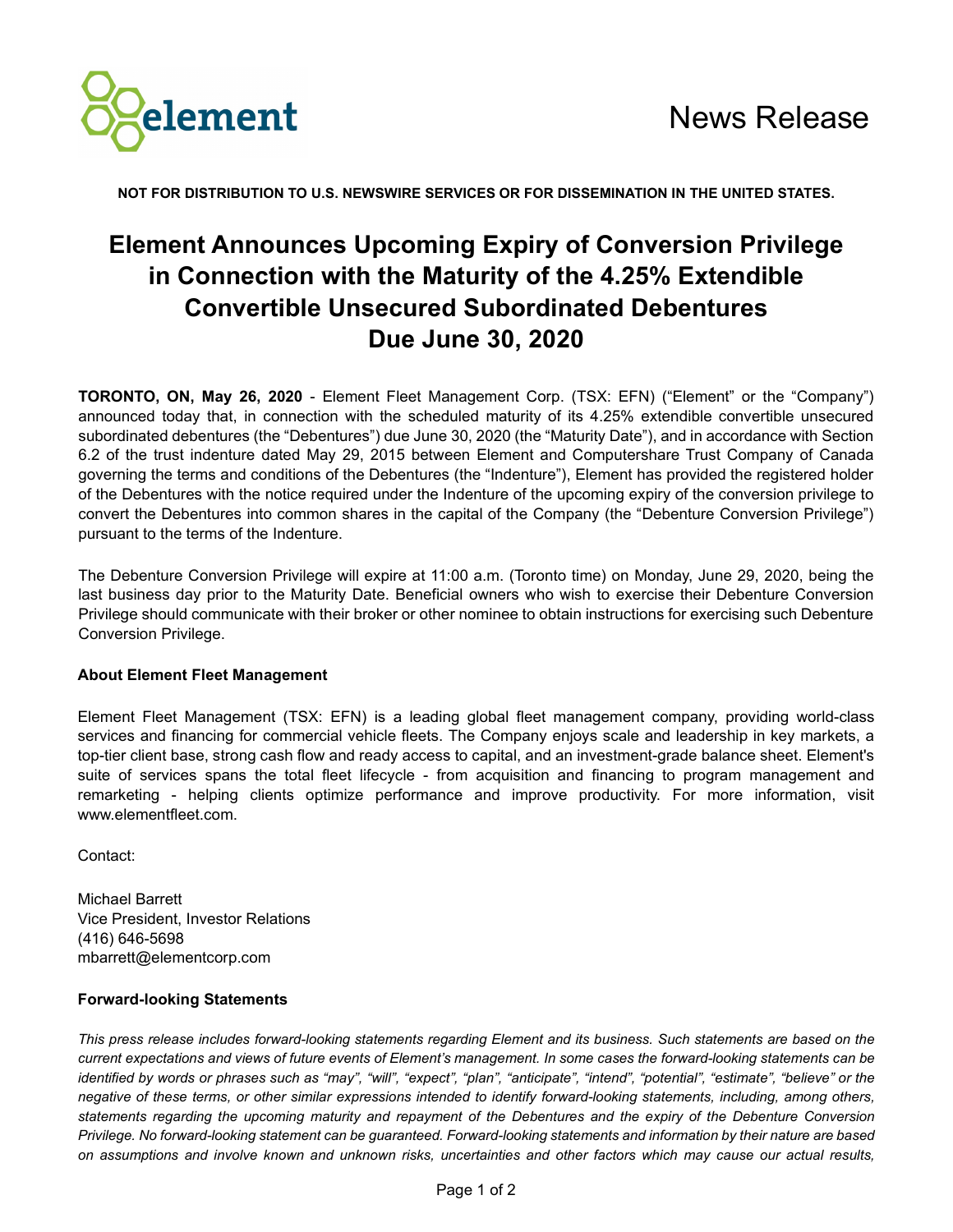News Release

**NOT FOR DISTRIBUTION TO U.S. NEWSWIRE SERVICES OR FOR DISSEMINATION IN THE UNITED STATES.**

# Element Announces Upcoming Expiry of Conversion Privilege in Connection with the Maturity of the 4.25% Extendible Convertible Unsecured Subordinated Debentures Due June 30, 2020

**TORONTO, ON, May 26, 2020** - Element Fleet Management Corp. (TSX: EFN) ("Element" or the "Company") announced today that, in connection with the scheduled maturity of its 4.25% extendible convertible unsecured subordinated debentures (the "Debentures") due June 30, 2020 (the "Maturity Date"), and in accordance with Section 6.2 of the trust indenture dated May 29, 2015 between Element and Computershare Trust Company of Canada governing the terms and conditions of the Debentures (the "Indenture"), Element has provided the registered holder of the Debentures with the notice required under the Indenture of the upcoming expiry of the conversion privilege to convert the Debentures into common shares in the capital of the Company (the "Debenture Conversion Privilege") pursuant to the terms of the Indenture.

The Debenture Conversion Privilege will expire at 11:00 a.m. (Toronto time) on Monday, June 29, 2020, being the last business day prior to the Maturity Date. Beneficial owners who wish to exercise their Debenture Conversion Privilege should communicate with their broker or other nominee to obtain instructions for exercising such Debenture Conversion Privilege.

**About Element Fleet Management**

Element Fleet Management (TSX: EFN) is a leading global fleet management company, providing world-class services and financing for commercial vehicle fleets. The Company enjoys scale and leadership in key markets, a top-tier client base, strong cash flow and ready access to capital, and an investment-grade balance sheet. Element's suite of services spans the total fleet lifecycle - from acquisition and financing to program management and remarketing - helping clients optimize performance and improve productivity. For more information, visit www.elementfleet.com.

Contact:

Michael Barrett
Vice President, Investor Relations
(416) 646-5698
mbarrett@elementcorp.com

**Forward-looking Statements**

*This press release includes forward-looking statements regarding Element and its business. Such statements are based on the current expectations and views of future events of Element's management. In some cases the forward-looking statements can be identified by words or phrases such as "may", "will", "expect", "plan", "anticipate", "intend", "potential", "estimate", "believe" or the negative of these terms, or other similar expressions intended to identify forward-looking statements, including, among others, statements regarding the upcoming maturity and repayment of the Debentures and the expiry of the Debenture Conversion Privilege. No forward-looking statement can be guaranteed. Forward-looking statements and information by their nature are based on assumptions and involve known and unknown risks, uncertainties and other factors which may cause our actual results,*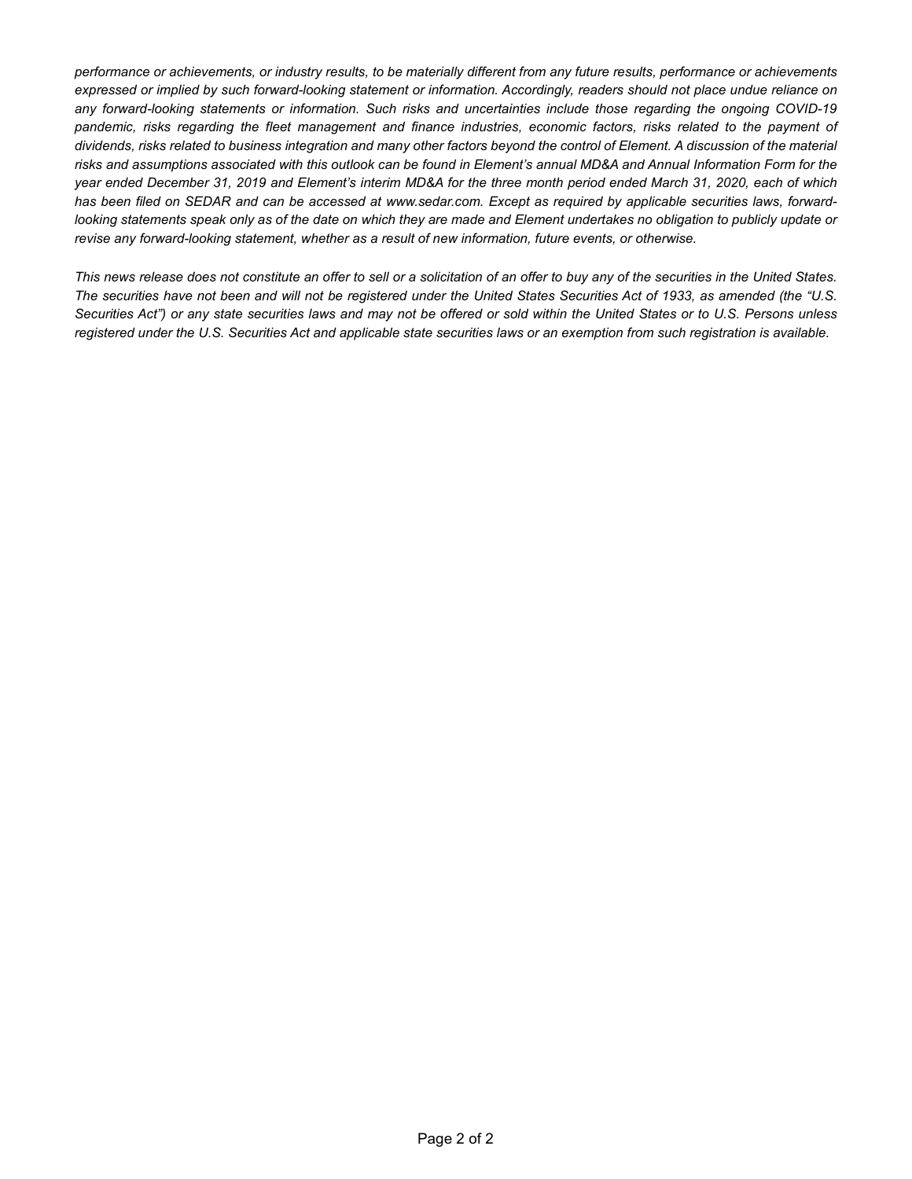*performance or achievements, or industry results, to be materially different from any future results, performance or achievements expressed or implied by such forward-looking statement or information. Accordingly, readers should not place undue reliance on any forward-looking statements or information. Such risks and uncertainties include those regarding the ongoing COVID-19 pandemic, risks regarding the fleet management and finance industries, economic factors, risks related to the payment of dividends, risks related to business integration and many other factors beyond the control of Element. A discussion of the material risks and assumptions associated with this outlook can be found in Element's annual MD&A and Annual Information Form for the year ended December 31, 2019 and Element's interim MD&A for the three month period ended March 31, 2020, each of which has been filed on SEDAR and can be accessed at www.sedar.com. Except as required by applicable securities laws, forward-looking statements speak only as of the date on which they are made and Element undertakes no obligation to publicly update or revise any forward-looking statement, whether as a result of new information, future events, or otherwise.*

*This news release does not constitute an offer to sell or a solicitation of an offer to buy any of the securities in the United States. The securities have not been and will not be registered under the United States Securities Act of 1933, as amended (the "U.S. Securities Act") or any state securities laws and may not be offered or sold within the United States or to U.S. Persons unless registered under the U.S. Securities Act and applicable state securities laws or an exemption from such registration is available.*